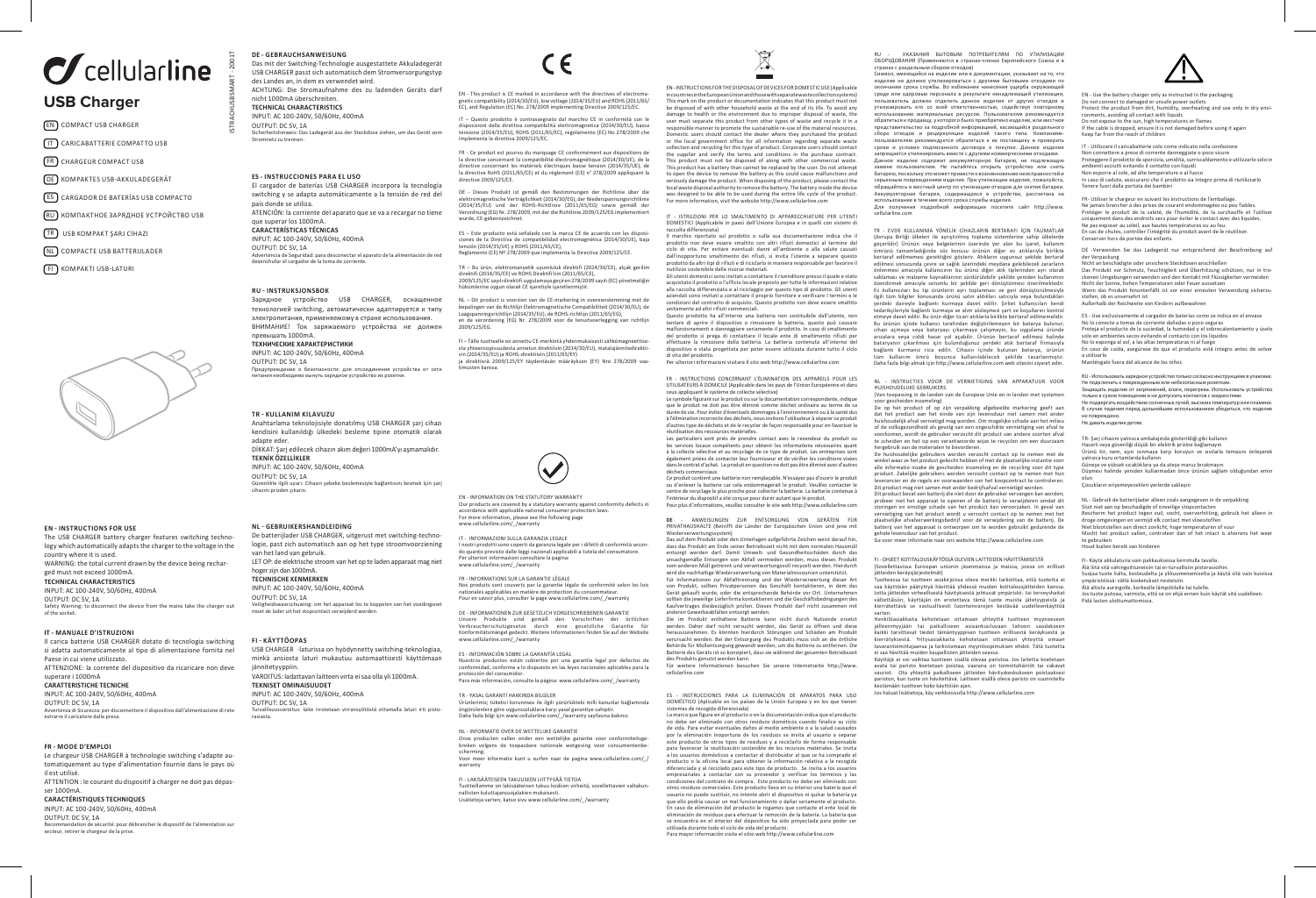# cellularline

## USB Charger

- EN COMPACT USB CHARGER
- IT CARICABATTERIE COMPATTO USB
- FR CHARGEUR COMPACT USB
- DE KOMPAKTES USB-AKKULADEGERÄT
- ES CARGADOR DE BATERÍAS USB COMPACTO
- RU КОМПАКТНОЕ ЗАРЯДНОЕ УСТРОЙСТВО USB
- TR USB KOMPAKT ŞARJ CİHAZI
- NL COMPACTE USB BATTERIJLADER
- FI KOMPAKTI USB-LATURI

### EN - INSTRUCTIONS FOR USE

The USB CHARGER battery charger features switching technology which automatically adapts the charger to the voltage in the country where it is used.

WARNING: the total current drawn by the device being recharged must not exceed 1000mA.

**TECHNICAL CHARACTERISTICS**

INPUT: AC 100-240V, 50/60Hz, 400mA

OUTPUT: DC 5V, 1A

Safety Warning: to disconnect the device from the mains take the charger out of the socket.

### IT - MANUALE D'ISTRUZIONI

Il carica batterie USB CHARGER dotato di tecnologia switching si adatta automaticamente al tipo di alimentazione fornita nel Paese in cui viene utilizzato.

ATTENZIONE: la corrente del dispositivo da ricaricare non deve superare i 1000mA

**CARATTERISTICHE TECNICHE**

INPUT: AC 100-240V, 50/60Hz, 400mA

OUTPUT: DC 5V, 1A

Avvertenza di Sicurezza: per disconnettere il dispositivo dall'alimentazione di rete estrarre il caricatore dalla presa.

### FR - MODE D'EMPLOI

Le chargeur USB CHARGER à technologie switching s'adapte automatiquement au type d'alimentation fournie dans le pays où il est utilisé.

ATTENTION : le courant du dispositif à charger ne doit pas dépasser 1000mA.

**CARACTÉRISTIQUES TECHNIQUES**

INPUT: AC 100-240V, 50/60Hz, 400mA

OUTPUT: DC 5V, 1A

Recommandation de sécurité: pour débrancher le dispositif de l'alimentation de secteur, retirer le chargeur de la prise.

### DE - GEBRAUCHSANWEISUNG

Das mit der Switching-Technologie ausgestattete Akkuladegerät USB CHARGER passt sich automatisch dem Stromversorgungstyp des Landes an, in dem es verwendet wird.

ACHTUNG: Die Stromaufnahme des zu ladenden Geräts darf nicht 1000mA überschreiten.

**TECHNISCHE DATEN**

INPUT: AC 100-240V, 50/60Hz, 400mA

OUTPUT: DC 5V, 1A

Sicherheitshinweis: Das Ladegerät aus der Steckdose ziehen, um das Gerät vom Stromnetz zu trennen.

### ES - INSTRUCCIONES PARA EL USO

El cargador de baterías USB CHARGER incorpora la tecnología switching y se adapta automáticamente a la tensión de red del país donde se utiliza.

ATENCIÓN: la corriente del aparato que se va a recargar no tiene que superar los 1000mA.

**CARACTERÍSTICAS TÉCNICAS**

INPUT: AC 100-240V, 50/60Hz, 400mA

OUTPUT: DC 5V, 1A

Advertencia de Seguridad: para desconectar el aparato de la alimentación de red desenchufar el cargador de la toma de corriente.

### RU - INSTRUKSJONSBOK

Зарядное устройство USB CHARGER, оснащенное технологией switching, автоматически адаптируется к типу электропитания, применяемому в стране использования.

ВНИМАНИЕ! Ток заряжаемого устройства не должен превышать 1000mA.

**ТЕХНИЧЕСКИЕ ХАРАКТЕРИСТИКИ**

INPUT: AC 100-240V, 50/60Hz, 400mA

OUTPUT: DC 5V, 1A

Предупреждение о безопасности: для отсоединения устройства от сети питания необходимо вынуть зарядное устройство из розетки.

### TR - KULLANIM KILAVUZU

Anahtarlama teknolojisiyle donatılmış USB CHARGER şarj cihazı kendisini kullanıldığı ülkedeki besleme tipine otomatik olarak adapte eder.

DİKKAT: Şarj edilecek cihazın akım değeri 1000mA'yı aşmamalıdır.

**TEKNİK ÖZELLİKLER**

INPUT: AC 100-240V, 50/60Hz, 400mA

OUTPUT: DC 5V, 1A

Güvenlikle ilgili uyarı: Cihazı şebeke beslemesiyle bağlantısını kesmek için şarj cihazını prizden çıkarın.

### NL - GEBRUIKERSHANDLEIDING

De batterijlader USB CHARGER, uitgerust met switching-technologie, past zich automatisch aan op het type stroomvoorziening van het land van gebruik.

LET OP: de elektrische stroom van het op te laden apparaat mag niet hoger zijn dan 1000mA.

**TECHNISCHE KENMERKEN**

INPUT: AC 100-240V, 50/60Hz, 400mA

OUTPUT: DC 5V, 1A

Veiligheidswaarschuwing: om het apparaat los te koppelen van het voedingsnet moet de lader uit het stopcontact verwijderd worden.

### FI - KÄYTTÖOPAS

USB CHARGER -laturissa on hyödynnetty switching-teknologiaa, minkä ansiosta laturi mukautuu automaattisesti käyttömaan jännitetyyppiin.

VAROITUS: ladattavan laitteen virta ei saa olla yli 1000mA.

**TEKNISET OMINAISUUDET**

INPUT: AC 100-240V, 50/60Hz, 400mA

OUTPUT: DC 5V, 1A

Turvallisuusvaroitus: laite irrotetaan virransyötöstä ottamalla laturi irti pistorasiasta.

---

CE

EN - This product is CE marked in accordance with the directives of electromagnetic compatibility (2014/30/EU), low voltage (2014/35/EU) and RoHS (2011/65/EC), and Regulation (EC) No. 278/2009 implementing Directive 2009/125/EC.

IT – Questo prodotto è contrassegnato dal marchio CE in conformità con le disposizioni della direttiva compatibilità elettromagnetica (2014/30/EU), bassa tensione (2014/35/EU), ROHS (2011/65/EC), regolamento (EC) No 278/2009 che implementa la direttiva 2009/125/EC.

FR - Ce produit est pourvu du marquage CE conformément aux dispositions de la directive concernant la compatibilité électromagnétique (2014/30/UE), de la directive concernant les matériels électriques basse tension (2014/35/UE), de la directive RoHS (2011/65/CE) et du règlement (CE) n° 278/2009 appliquant la directive 2009/125/CE.

DE - Dieses Produkt ist gemäß den Bestimmungen der Richtlinie über die elektromagnetische Verträglichkeit (2014/30/EG), der Niederspannungsrichtlinie (2014/35/EU) und der ROHS-Richtlinie (2011/65/EG) sowie gemäß der Verordnung (EG) Nr. 278/2009, mit der die Richtlinie 2009/125/EG implementiert wurde, CE-gekennzeichnet.

ES – Este producto está señalado con la marca CE de acuerdo con las disposiciones de la Directiva de compatibilidad electromagnética (2014/30/UE), baja tensión (2014/35/UE) y ROHS (2011/65/CE), Reglamento (CE) Nº 278/2009 que implementa la Directiva 2009/125/CE.

TR – Bu ürün, elektromanyetik uyumluluk direktifi (2014/30/CE), alçak gerilim direktifi (2014/35/CE) ve ROHS Direktifi'nin (2011/65/CE), 2009/125/EC sayılı direktifi uygulamaya geçiren 278/2009 sayılı (EC) yönetmeliğin hükümlerine uygun olarak CE işaretiyle işaretlenmiştir.

NL – Dit product is voorzien van de CE-markering in overeenstemming met de bepalingen van de Richtlijn Elektromagnetische Compatibiliteit (2014/30/EU), de Laagspanningsrichtlijn (2014/35/EU), de RoHS-richtlijn (2011/65/EG), en de verordening (EG) Nr. 278/2009 voor de tenuitvoerlegging van richtlijn 2009/125/EG.

FI – Tälle tuotteelle on annettu CE-merkintä yhdenmukaisesti sähkömagneettisesta yhteensopivuudesta annetun direktiivin (2014/30/EU), matalajännitedirektiivin (2014/35/EU) ja ROHS-direktiivin (2011/65/EY) ja direktiiviä 2009/125/EY täydentävän määräyksen (EY) Nro 278/2009 vaatimusten kanssa.

---

EN - INFORMATION ON THE STATUTORY WARRANTY

Our products are covered by a statutory warranty against conformity defects in accordance with applicable national consumer protection laws.
For more information, please see the following page
www.cellularline.com/_/warranty

IT - INFORMAZIONI SULLA GARANZIA LEGALE

I nostri prodotti sono coperti da garanzia legale per i difetti di conformità secondo quanto previsto dalle leggi nazionali applicabili a tutela del consumatore.
Per ulteriori informazioni consultare la pagina:
www.cellularline.com/_/warranty

FR - INFORMATIONS SUR LA GARANTIE LÉGALE

Nos produits sont couverts par la garantie légale de conformité selon les lois nationales applicables en matière de protection du consommateur.
Pour en savoir plus, consulter la page www.cellularline.com/_/warranty

DE - INFORMATIONEN ZUR GESETZLICH VORGESCHRIEBENEN GARANTIE

Unsere Produkte sind gemäß den Vorschriften der örtlichen Verbraucherschutzgesetze durch eine gesetzliche Garantie für Konformitätsmängel gedeckt. Weitere Informationen finden Sie auf der Website www.cellularline.com/_/warranty

ES - INFORMACIÓN SOBRE LA GARANTÍA LEGAL

Nuestros productos están cubiertos por una garantía legal por defectos de conformidad, conforme a lo dispuesto en las leyes nacionales aplicables para la protección del consumidor.
Para más información, consulte la página: www.cellularline.com/_/warranty

TR - YASAL GARANTİ HAKKINDA BİLGİLER

Ürünlerimiz; tüketici korunması ile ilgili yürürlükteki milli kanunlar bağlamında öngörülenlere göre uygunsuzluklara karşı yasal garantiye sahiptir.
Daha fazla bilgi için www.cellularline.com/_/warranty sayfasına bakınız.

NL - INFORMATIE OVER DE WETTELIJKE GARANTIE

Onze producten vallen onder een wettelijke garantie voor conformiteitsgebreken volgens de toepasbare nationale wetgeving voor consumentenbescherming.
Voor meer informatie kunt u surfen naar de pagina www.cellularline.com/_/warranty

FI - LAKISÄÄTEISEEN TAKUUSEEN LIITTYVÄÄ TIETOA

Tuotteillamme on lakisääteinen takuu koskien virheitä, sovellettavien valtakunnallisten kuluttajansuojalakien mukaisesti.
Lisätietoja varten, katso sivu www.cellularline.com/_/warranty

---

EN - INSTRUCTIONS FOR THE DISPOSAL OF DEVICES FOR DOMESTIC USE (Applicable in countries in the European Union and those with separate waste collection systems)

This mark on the product or documentation indicates that this product must not be disposed of with other household waste at the end of its life. To avoid any damage to health or the environment due to improper disposal of waste, the user must separate this product from other types of waste and recycle it in a responsible manner to promote the sustainable re-use of the material resources. Domestic users should contact the dealer where they purchased the product or the local government office for all information regarding separate waste collection and recycling for this type of product. Corporate users should contact the supplier and verify the terms and conditions in the purchase contract. This product must not be disposed of along with other commercial waste. This product has a battery that cannot be replaced by the user. Do not attempt to open the device to remove the battery as this could cause malfunctions and seriously damage the product. When disposing of the product, please contact the local waste disposal authority to remove the battery. The battery inside the device was designed to be able to be used during the entire life cycle of the product. For more information, visit the website http://www.cellularline.com

IT - ISTRUZIONI PER LO SMALTIMENTO DI APPARECCHIATURE PER UTENTI DOMESTICI (Applicabile in paesi dell'Unione Europea e in quelli con sistemi di raccolta differenziata)

Il marchio riportato sul prodotto o sulla sua documentazione indica che il prodotto non deve essere smaltito con altri rifiuti domestici al termine del ciclo di vita. Per evitare eventuali danni all'ambiente o alla salute causati dall'inopportuno smaltimento dei rifiuti, si invita l'utente a separare questo prodotto da altri tipi di rifiuti e di riciclarlo in maniera responsabile per favorire il riutilizzo sostenibile delle risorse materiali.
Gli utenti domestici sono invitati a contattare il rivenditore presso il quale è stato acquistato il prodotto o l'ufficio locale preposto per tutte le informazioni relative alla raccolta differenziata e al riciclaggio per questo tipo di prodotto. Gli utenti aziendali sono invitati a contattare il proprio fornitore e verificare I termini e le condizioni del contratto di acquisto. Questo prodotto non deve essere smaltito unitamente ad altri rifiuti commerciali.
Questo prodotto ha all'interno una batteria non sostituibile dall'utente, non tentare di aprire il dispositivo e rimuovere la batteria, questo può causare malfunzionamenti e danneggiare seriamente il prodotto. In caso di smaltimento del prodotto si prega di contattare il locale ente di smaltimento rifiuti per effettuare la rimozione della batteria. La batteria contenuta all'interno del dispositivo è stata progettata per poter essere utilizzata durante tutto il ciclo di vita del prodotto.
Per ulteriori informazioni visitare il sito web http://www.cellularline.com

FR - INSTRUCTIONS CONCERNANT L'ÉLIMINATION DES APPAREILS POUR LES UTILISATEURS À DOMICILE (Applicable dans les pays de l'Union Européenne et dans ceux appliquant le système de collecte sélective)

Le symbole figurant sur le produit ou sur la documentation correspondante, indique que le produit ne doit pas être éliminé comme déchet ordinaire au terme de sa durée de vie. Pour éviter d'éventuels dommages à l'environnement ou à la santé dus à l'élimination incorrecte des déchets, nous invitons l'utilisateur à séparer ce produit d'autres types de déchets et de le recycler de façon responsable pour favoriser la réutilisation des ressources matérielles.
Les particuliers sont priés de prendre contact avec le revendeur du produit ou les services locaux compétents pour obtenir les informations nécessaires quant à la collecte sélective et au recyclage de ce type de produit. Les entreprises sont également priées de contacter leur fournisseur et de vérifier les conditions visées dans le contrat d'achat. Le produit en question ne doit pas être éliminé avec d'autres déchets commerciaux.
Ce produit contient une batterie non remplaçable. N'essayez pas d'ouvrir le produit ou d'enlever la batterie car cela endommagerait le produit. Veuillez contacter le centre de recyclage le plus proche pour collecter la batterie. La batterie contenue à l'intérieur du dispositif a été conçue pour durer autant que le produit.
Pour plus d'informations, veuillez consulter le site web http://www.cellularline.com

DE - ANWEISUNGEN ZUR ENTSORGUNG VON GERÄTEN FÜR PRIVATHAUSHALTE (Betrifft die Länder der Europäischen Union und jene mit Wiederverwertungssystem)

Das auf dem Produkt oder den Unterlagen aufgeführte Zeichen weist darauf hin, dass das Produkt am Ende seiner Betriebszeit nicht mit dem normalen Hausmüll entsorgt werden darf. Damit Umwelt- und Gesundheitsschäden durch das unsachgemäße Entsorgen von Abfall vermieden werden, muss dieses Produkt vom anderen Müll getrennt und verantwortungsvoll recycelt werden. Hierdurch wird die nachhaltige Wiederverwertung von Materialressourcen unterstützt.
Für Informationen zur Abfalltrennung und der Wiederverwertung dieser Art von Produkt, sollten Privatpersonen den Geschäft kontaktieren, in dem das Gerät gekauft wurde, oder die entsprechende Behörde vor Ort. Unternehmen sollten die jeweilige Lieferfirma kontaktieren und die Geschäftsbedingungen des Kaufvertrages diesbezüglich prüfen. Dieses Produkt darf nicht zusammen mit anderem Gewerbeabfällen entsorgt werden.
Die im Produkt enthaltene Batterie kann nicht durch Nutzende ersetzt werden. Daher darf nicht versucht werden, das Gerät zu öffnen und diese herauszunehmen. Es könnten Fehlfunktionen und schwere Schäden am Produkt verursacht werden. Bei der Entsorgung des Produkts muss sich an die örtliche Behörde für Müllentsorgung gewandt werden, um die Batterie zu entfernen. Die Batterie des Geräts ist so konzipiert, dass sie während der gesamten Betriebszeit des Produkts genutzt werden kann.
Für weitere Informationen besuchen Sie unsere Internetseite http://www.cellularline.com

ES - INSTRUCCIONES PARA LA ELIMINACIÓN DE APARATOS PARA USO DOMÉSTICO (Aplicable en los países de la Unión Europea y en los que tienen sistemas de recogida diferenciada)

La marca que figura en el producto o en la documentación indica que el producto no debe ser eliminado con otros residuos domésticos cuando finalice su ciclo de vida. Para evitar eventuales daños al medio ambiente o a la salud causados por la eliminación inoportuna de los residuos se invita al usuario a separar este producto de otros tipos de residuos y a reciclarlo de forma responsable para favorecer la reutilización sostenible de los recursos materiales. Se invita a los usuarios domésticos a contactar al distribuidor al que se ha comprado el producto o la oficina local para obtener la información relativa a la recogida diferenciada y al reciclado para este tipo de producto. Se invita a los usuarios empresariales a contactar con su proveedor y verificar los términos y las condiciones del contrato de compra. Este producto no debe ser eliminado con otros residuos comerciales. Este producto lleva en su interior una batería que el usuario no puede sustituir, no intente abrir el dispositivo ni quitar la batería ya que ello podría causar un mal funcionamiento o dañar seriamente el producto. En caso de eliminación del producto le rogamos que contacte el ente local de eliminación de residuos para efectuar la remoción de la batería. La batería que se encuentra en el interior del dispositivo ha sido proyectada para poder ser utilizada durante todo el ciclo de vida del producto.
Para mayor información visite el sitio web http://www.cellularline.com

RU - УКАЗАНИЯ БЫТОВЫМ ПОТРЕБИТЕЛЯМ ПО УТИЛИЗАЦИИ ОБОРУДОВАНИЯ (Применяется в странах-членах Европейского Союза и в странах с раздельным сбором отходов)

Символ, имеющийся на изделии или в документации, указывает на то, что изделие не должно утилизироваться с другими бытовыми отходами по окончании срока службы. Во избежание нанесения ущерба окружающей среде или здоровью персонала в результате ненадлежащей утилизации, пользователь должен отделить данное изделие от других отходов и утилизировать его со всей ответственностью, содействуя повторному использованию материальных ресурсов. Пользователям рекомендуется обратиться к продавцу, у которого было приобретено изделие, или местное представительство за подробной информацией, касающейся раздельного сбора отходов и рециркуляции изделий такого типа. Компаниям-пользователям рекомендуется обратиться к их поставщику и проверить сроки и условия подписанного договора о покупке. Данное изделие запрещается утилизировать вместе с другими коммерческими отходами.
Данное изделие содержит аккумуляторную батарею, не подлежащую замене пользователем. Не пытайтесь открыть устройство или снять батарею, поскольку это может привести к возникновению неисправностей и серьезным повреждениям изделия. При утилизации изделия, пожалуйста, обращайтесь в местный центр по утилизации отходов для снятия батареи. Аккумуляторная батарея, содержащаяся в устройстве, рассчитана на использование в течение всего срока службы изделия.
Для получения подробной информации посетите сайт http://www.cellularline.com

TR - EVDE KULLANIMA YÖNELİK CİHAZLARIN BERTARAFI İÇİN TALİMATLAR (Avrupa Birliği ülkeleri ile ayrıştırılmış toplama sistemlerine sahip ülkelerde geçerlidir)

Ürünün veya belgelerinin üzerinde yer alan bu işaret, kullanım ömrünü tamamladığında söz konusu ürünün diğer ev atıklarıyla birlikte bertaraf edilmemesi gerektiğini gösterir. Atıkların uygunsuz şekilde bertaraf edilmesi sonucunda çevre ve sağlık üzerindeki meydana gelebilecek zararların önlenmesi amacıyla kullanıcının bu ürünü diğer atık tiplerinden ayrı olarak saklaması ve malzeme kaynaklarının sürdürülebilir şekilde yeniden kullanımını özendirmek amacıyla sorumlu bir şekilde geri dönüştürmesi önerilmektedir. Ev kullanıcıları bu tip ürünlerin ayrı toplanması ve geri dönüştürülmesiyle ilgili tüm bilgiler konusunda ürünü satın aldıkları satıcıyla veya bulundukları yerdeki yetkili büro ile irtibata geçmeye davet edilir. Kurumsal kullanıcılar tedarikçileriyle bağlantı kurmaya ve alım sözleşmesi şart ve koşullarını kontrol etmeye davet edilir. Bu ürün diğer ticari atıklarla birlikte bertaraf edilmemelidir.
Bu ürünün içinde kullanıcı tarafından değiştirilemeyen bir batarya bulunur; cihazı açmaya veya bataryayı çıkarmaya çalışmayın, bu uygulama üründe arızalara veya ciddi hasara yol açabilir. Ürünün bertaraf edilmesi halinde bataryanın çıkarılması için bulunduğunuz yerdeki atık bertaraf firmasıyla bağlantı kurmanız rica edilir. Cihazın içinde bulunan batarya, ürünün tüm kullanım ömrü boyunca kullanılabilecek şekilde tasarlanmıştır.
Daha fazla bilgi almak için http://www.cellularline.com web sitesini ziyaret edin.

NL - INSTRUCTIES VOOR DE VERNIETIGING VAN APPARATUUR VOOR HUISHOUDELIJKE GEBRUIKERS
(Van toepassing in de landen van de Europese Unie en in landen met systemen voor gescheiden inzameling)

De op het product of op zijn verpakking afgebeelde markering geeft aan dat het product aan het einde van zijn levensduur niet samen met ander huishoudelijk afval vernietigd mag worden. Om mogelijke schade aan het milieu of de volksgezondheid als gevolg van een ongeschikte vernietiging van afval te voorkomen, wordt de gebruiker verzocht dit product van andere soorten afval te scheiden en het op een verantwoorde wijze te recyclen om een duurzaam hergebruik van de materialen te bevorderen.
De huishoudelijke gebruikers worden verzocht contact op te nemen met de winkel waar ze het product gekocht hebben of met de plaatselijke instantie voor alle informatie inzake de gescheiden inzameling en de recycling voor dit type product. Zakelijke gebruikers worden verzocht contact op te nemen met hun leverancier en de regels en voorwaarden van het koopcontract te controleren. Dit product mag niet samen met ander bedrijfsafval vernietigd worden.
Dit product bevat een batterij die niet door de gebruiker vervangen kan worden; probeer niet het apparaat te openen of de batterij te verwijderen omdat dit storingen en ernstige schade van het product kan veroorzaken. In geval van vernietiging van het product wordt u verzocht contact op te nemen met het plaatselijke afvalverwerkingsbedrijf voor de verwijdering van de batterij. De batterij van het apparaat is ontworpen om te worden gebruikt gedurende de gehele levensduur van het product.
Ga voor meer informatie naar onze website http://www.cellularline.com

FI - OHJEET KOTITALOUSKÄYTÖSSÄ OLEVIEN LAITTEIDEN HÄVITTÄMISESTÄ (Sovellettavissa Euroopan unionin jäsenmaissa ja maissa, joissa on erilliset jätteiden keräysjärjestelmät)

Tuotteessa tai tuotteen asiakirjoissa oleva merkki tarkoittaa, että tuotetta ei saa käyttöiän päätyttyä hävittää yhdessä muiden kotitalousjätteiden kanssa. Jotta jätteiden virheellisestä hävityksestä johtuvat ympäristö- tai terveyshaitat vältettäisiin, käyttäjän on erotettava tämä tuote muista jätetyypeistä ja kierrätettävä se vastuullisesti luonnonvarojen kestävää uudelleenkäyttöä varten.
Henkilöasiakkaita kehotetaan ottamaan yhteyttä tuotteen myyneeseen jälleenmyyjään tai paikalliseen asiaankuuluvaan tahoon saadakseen kaikki tarvittavat tiedot tämäntyyppisen tuotteen erillisestä keräyksestä ja kierrätyksestä. Yritysasiakkaita kehotetaan ottamaan yhteyttä omaan tavarantoimittajaansa ja tarkistamaan myyntisopimuksen ehdot. Tätä tuotetta ei saa hävittää muiden kaupallisten jätteiden seassa.
Käyttäjä ei voi vaihtaa tuotteen sisällä olevaa paristoa. Jos laitetta koetetaan avata tai paristo koetetaan poistaa, vaarana on toimintahäiriöt tai vakavat vauriot. Ota yhteyttä paikalliseen jätteiden hävityskeskukseen poistaaksesi pariston, kun tuote on hävitettävä. Laitteen sisällä oleva paristo on suunniteltu kestämään tuotteen koko käyttöiän ajan.
Jos haluat lisätietoja, käy verkkosivulla http://www.cellularline.com

---

EN - Use the battery charger only as instructed in the packaging
Do not connect to damaged or unsafe power outlets
Protect the product from dirt, humidity, overheating and use only in dry environments, avoiding all contact with liquids
Do not expose to the sun, high temperatures or flames
If the cable is dropped, ensure it is not damaged before using it again
Keep far from the reach of children

IT - Utilizzare il caricabatterie solo come indicato nella confezione
Non connettere a prese di corrente danneggiate o poco sicure
Proteggere il prodotto da sporcizia, umidità, surriscaldamento e utilizzarlo solo in ambienti asciutti evitando il contatto con liquidi
Non esporre al sole, ad alte temperature o al fuoco
In caso di caduta, assicurarsi che il prodotto sia integro prima di riutilizzarlo
Tenere fuori dalla portata dei bambini

FR- Utiliser le chargeur en suivant les instructions de l'emballage.
Ne jamais brancher à des prises de courant endommagées ou peu fiables.
Protéger le produit de la saleté, de l'humidité, de la surchauffe et l'utiliser uniquement dans des endroits secs pour éviter le contact avec des liquides.
Ne pas exposer au soleil, aux hautes températures ou au feu.
En cas de chutes, contrôler l'intégrité du produit avant de le réutiliser.
Conserver hors de portée des enfants.

DE -Verwenden Sie das Ladegerät nur entsprechend der Beschreibung auf der Verpackung
Nicht an beschädigte oder unsichere Steckdosen anschließen
Das Produkt vor Schmutz, Feuchtigkeit und Überhitzung schützen, nur in trockenen Umgebungen verwenden und den Kontakt mit Flüssigkeiten vermeiden
Nicht der Sonne, hohen Temperaturen oder Feuer aussetzen
Wenn das Produkt hinunterfällt ist vor einer erneuten Verwendung sicherzustellen, ob es unversehrt ist
Außerhalb der Reichweite von Kindern aufbewahren

ES - Use exclusivamente el cargador de baterías como se indica en el envase
No lo conecte a tomas de corriente dañadas o poco seguras
Proteja el producto de la suciedad, la humedad y el sobrecalentamiento y úselo solo en ambientes secos evitando el contacto con los líquidos
No lo exponga al sol, a las altas temperaturas ni al fuego
En caso de caída, asegúrese de que el producto está íntegro antes de volver a utilizarlo
Manténgalo fuera del alcance de los niños

RU -Использовать зарядное устройство только согласно инструкциям в упаковке.
Не подключать к поврежденным или небезопасным розеткам.
Защищать изделие от загрязнений, влаги, перегрева. Использовать устройство только в сухом помещении и не допускать контакта с жидкостями.
Не подвергать воздействию солнечных лучей, высоких температур или пламени.
В случае падения перед дальнейшим использованием убедиться, что изделие не повреждено.
Не давать изделие детям.

TR- Şarj cihazını yalnızca ambalajında gösterildiği gibi kullanın
Hasarlı veya güvenliği düşük bir elektrik prizine bağlamayın
Ürünü kir, nem, aşırı ısınmaya karşı koruyun ve sıvılarla temasını önleyerek yalnızca kuru ortamlarda kullanın
Güneşe ve yüksek sıcaklıklara ya da ateşe maruz bırakmayın
Düşmesi halinde yeniden kullanmadan önce ürünün sağlam olduğundan emin olun
Çocukların erişemeyecekleri yerlerde saklayın

NL - Gebruik de batterijlader alleen zoals aangegeven in de verpakking
Sluit niet aan op beschadigde of onveilige stopcontacten
Bescherm het product tegen vuil, vocht, oververhitting, gebruik het alleen in droge omgevingen en vermijd elk contact met vloeistoffen
Niet blootstellen aan direct zonlicht, hoge temperaturen of vuur
Mocht het product vallen, controleer dan of het intact is alvorens het weer te gebruiken
Houd buiten bereik van kinderen

FI- Käytä akkulaturia vain pakkauksessa kerrotulla tavalla.
Älä liitä sitä vahingoittuneisiin tai ei-turvallisiin pistorasioihin.
Suojaa tuote lialta, kosteudelta ja ylikuumenemiselta ja käytä sitä vain kuivissa ympäristöissä välttäen kosketukset nesteisiin.
Älä altista auringolle, korkealle lämpötilalle tai tulelle.
Jos tuote putoaa, varmista, että se on ehjä ennen kuin käytät sitä uudelleen.
Pidä lasten ulottumattomissa.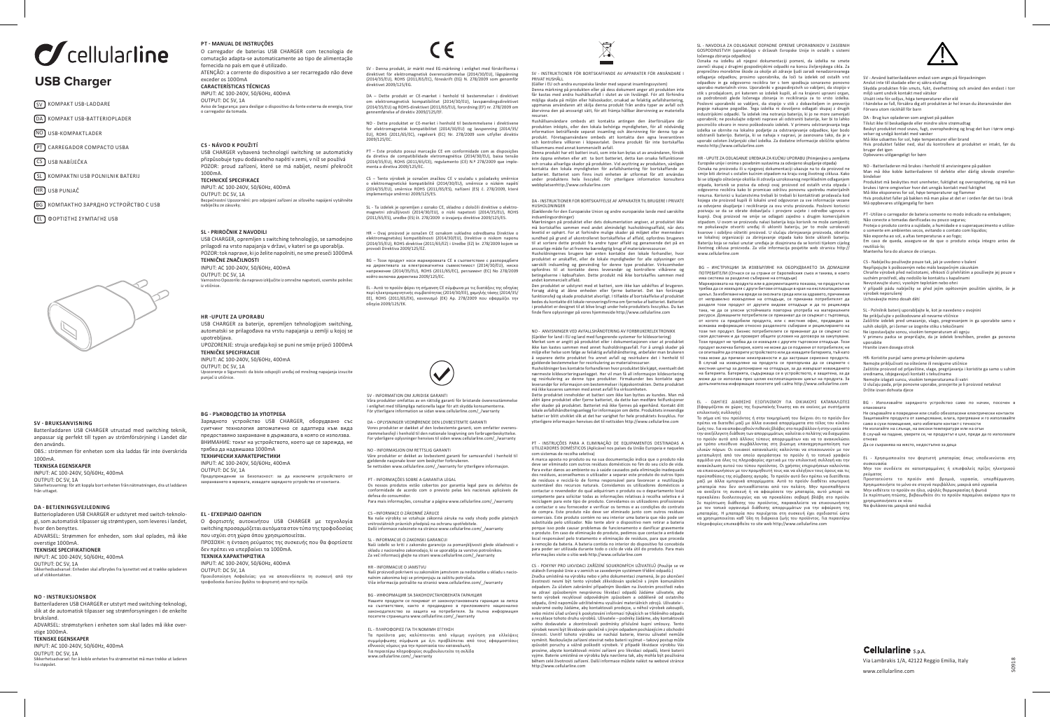# cellularline

## USB Charger

SV KOMPAKT USB-LADDARE

DA KOMPAKT USB-BATTERIOPLADER

NO USB-KOMPAKTLADER

PT CARREGADOR COMPACTO USB

CS USB NABÍJEČKA

SL KOMPAKTNI USB POLNILNIK BATERIJ

HR USB PUNJAČ

BG КОМПАКТНО ЗАРЯДНО УСТРОЙСТВО С USB

EL ΦΟΡΤΙΣΤΗΣ ΣΥΜΠΑΓΗΣ USB

### SV - BRUKSANVISNING

Batteriladdaren USB CHARGER utrustad med switching teknik, anpassar sig perfekt till typen av strömförsörjning i Landet där den används.

OBS.: strömmen för enheten som ska laddas får inte överskrida 1000mA.

**TEKNISKA EGENSKAPER**

INPUT: AC 100-240V, 50/60Hz, 400mA

OUTPUT: DC 5V, 1A

Säkerhetsvarning: för att koppla bort enheten från nätmatningen, dra ut laddaren från uttaget.

### DA - BETJENINGSVEJLEDNING

Batteriopladeren USB CHARGER ed udstyret med switch-teknologi, som automatisk tilpasser sig strømtypen, som leveres i landet, hvor den benyttes.

ADVARSEL: Strømmen for enheden, som skal oplades, må ikke overstige 1000mA.

**TEKNISKE SPECIFIKATIONER**

INPUT: AC 100-240V, 50/60Hz, 400mA

OUTPUT: DC 5V, 1A

Sikkerhedsadvarsel: Enheden skal afbrydes fra lysnettet ved at trække opladeren ud af stikkontakten.

### NO - INSTRUKSJONSBOK

Batteriladeren USB CHARGER er utstyrt med switching-teknologi, slik at de automatisk tilpasser seg strømforsyningen i de enkelte bruksland.

ADVARSEL: strømstyrken i enheten som skal lades må ikke overstige 1000mA.

**TEKNISKE EGENSKAPER**

INPUT: AC 100-240V, 50/60Hz, 400mA

OUTPUT: DC 5V, 1A

Sikkerhetsadvarsel: for å koble enheten fra strømnettet må man trekke ut laderen fra støpslet.

### PT - MANUAL DE INSTRUÇÕES

O carregador de baterias USB CHARGER com tecnologia de comutação adapta-se automaticamente ao tipo de alimentação fornecida no país em que é utilizado.

ATENÇÃO: a corrente do dispositivo a ser recarregado não deve exceder os 1000mA

**CARACTERÍSTICAS TÉCNICAS**

INPUT: AC 100-240V, 50/60Hz, 400mA

OUTPUT: DC 5V, 1A

Aviso de Segurança: para desligar o dispositivo da fonte externa de energia, tirar o carregador da tomada.

### CS - NÁVOD K POUŽITÍ

USB CHARGER vybavená technologií switching se automaticky přizpůsobuje typu dodávaného napětí v zemi, v níž se používá

POZOR: proud zařízení, které se má nabíjet, nesmí překročit 1000mA.

**TECHNICKÉ SPECIFIKACE**

INPUT: AC 100-240V, 50/60Hz, 400mA

OUTPUT: DC 5V, 1A

Bezpečnostní Upozornění: pro odpojení zařízení ze síťového napájení vytáhněte nabíječku ze zásuvky.

### SL - PRIROČNIK Z NAVODILI

USB CHARGER, opremljen s switching tehnologijo, se samodejno prilagodi na vrsto napajanja v državi, v kateri se ga uporablja.

POZOR: tok naprave, ki jo želite napolniti, ne sme preseči 1000mA

**TEHNIČNE ZNAČILNOSTI**

INPUT: AC 100-240V, 50/60Hz, 400mA

OUTPUT: DC 5V, 1A

Varnostno Opozorilo: da napravo izključite iz omrežne napetosti, vzemite polnilec iz vtičnice.

### HR - UPUTE ZA UPORABU

USB CHARGER za baterije, opremljen tehnologijom switching, automatski se prilagođava na vrstu napajanja u zemlji u kojoj se upotrebljava.

UPOZORENJE: struja uređaja koji se puni ne smije prijeći 1000mA

**TEHNIČKE SPECIFIKACIJE**

INPUT: AC 100-240V, 50/60Hz, 400mA

OUTPUT: DC 5V, 1A

Upozorenje o Sigurnosti: da biste odspojili uređaj od mrežnog napajanja izvucite punjač iz utičnice.

### BG - РЪКОВОДСТВО ЗА УПОТРЕБА

Зарядното устройство USB CHARGER, оборудвано със суитчинг технология автоматично се адаптира към вида предоставяно захранване в държавата, в която се използва.

ВНИМАНИЕ: токът на устройството, което ще се зарежда, не трябва да надвишава 1000mA

**ТЕХНИЧЕСКИ ХАРАКТЕРИСТИКИ**

INPUT: AC 100-240V, 50/60Hz, 400mA

OUTPUT: DC 5V, 1A

Предупреждение за безопасност: за да изключите устройството от захранването в мрежата, извадете зарядното устройство от контакта.

### EL - ΕΓΧΕΙΡΙΔΙΟ ΟΔΗΓΙΩΝ

Ο φορτιστής αυτοκινήτου USB CHARGER με τεχνολογία switching προσαρμόζεται αυτόματα στον τύπο της τροφοδοσίας που ισχύει στη χώρα όπου χρησιμοποιείται.

ΠΡΟΣΟΧΗ: η ένταση ρεύματος της συσκευής που θα φορτίσετε δεν πρέπει να υπερβαίνει τα 1000mA.

**ΤΕΧΝΙΚΑ ΧΑΡΑΚΤΗΡΙΣΤΙΚΑ**

INPUT: AC 100-240V, 50/60Hz, 400mA

OUTPUT: DC 5V, 1A

Προειδοποίηση Ασφαλείας: για να αποσυνδέσετε τη συσκευή από την τροφοδοσία δικτύου βγάλτε το φορτιστή από την πρίζα.

CE

SV - Denna produkt, är märkt med EG-märkning i enlighet med föreskrifterna i direktivet för elektromagnetisk överensstämmelse (2014/30/EU), lågspänning (2014/35/EU), ROHS (2011/65/EC), föreskrift (EG) N. 278/2009 som genomför direktivet 2009/125/EG.

DA – Dette produkt er CE-mærket i henhold til bestemmelser i direktivet om elektromagnetisk kompatibilitet (2014/30/EU), lavspændingsdirektivet (2014/35/EU) og ROHS-direktivet (2011/65/EU), forordning (EF) nr. 278/2009 om gennemførelse af direktiv 2009/125/EF.

NO - Dette produktet er CE-merket i henhold til bestemmelsene i direktivene for elektromagnetisk kompatibilitet (2014/30/EU) og lavspenning (2014/35/EU), ROHS (2011/65/EC), regelverk (EC) Nr. 278/2009 som utfyller direktiv 2009/125/EC.

PT – Este produto possui marcação CE em conformidade com as disposições da diretiva de compatibilidade eletromagnética (2014/30/EU), baixa tensão (2014/35/EU), ROHS (2011/65/EC), regulamento (CE) N.º 278/2009 que implementa a diretiva 2009/125/EC.

CS – Tento výrobek je označen značkou CE v souladu s požadavky směrnice o elektromagnetické kompatibilitě (2014/30/EU), směrnice o nízkém napětí (2014/35/EU), směrnice ROHS (2011/65/ES), nařízení (ES) č. 278/2009, které implementuje směrnici 2009/125/ES.

SL - Ta izdelek je opremljen z oznako CE, skladno z določili direktive o elektromagnetni združljivosti (2014/30/EU), o nizki napetosti (2014/35/EU), ROHS (2011/65/ES), uredbe (ES) št. 278/2009 o izvajanju direktive 2009/125/ES.

HR – Ovaj proizvod je označen CE oznakom sukladno odredbama Direktive o elektromagnetskoj kompatibilnosti (2014/30/EU), Direktive o niskom naponu (2014/35/EU), ROHS direktive (2011/65/EZ) i Uredbe (EZ) br. 278/2009 kojom se provodi Direktiva 2009/125/EZ.

BG – Този продукт носи маркировката CE в съответствие с разпоредбите на директивата за електромагнитна съвместимост (2014/30/EU), ниско напрежение (2014/35/EU), ROHS (2011/65/EC), регламент (ЕС) No 278/2009 който прилага директива 2009/125/EC.

EL - Αυτό το προϊόν φέρει τη σήμανση CE σύμφωνα με τις διατάξεις της οδηγίας περί ηλεκτρομαγνητικής συμβατότητας (2014/30/ΕΕ), χαμηλής τάσης (2014/35/ΕΕ), ROHS (2011/65/ΕΚ), κανονισμό (ΕΚ) Αρ. 278/2009 που εφαρμόζει την οδηγία 2009/125/ΕΚ.

SV - INFORMATION OM JURIDISK GARANTI

Våra produkter omfattas av en rättslig garanti för bristande överensstämmelse i enlighet med tillämpliga nationella lagar för att skydda konsumenterna. För ytterligare information se sidan www.cellularline.com/_/warranty

DA – OPLYSNINGER VEDRØRENDE DEN LOVBESTEMTE GARANTI

Vores produkter er dækket af den lovbestemte garanti, som omfatter overensstemmelsesfejl i henhold til den nationale lovgivning om forbrugerbeskyttelse. For yderligere oplysninger henvises til siden www.cellularline.com/_/warranty

NO - INFORMASJON OM RETTSLIG GARANTI

Våre produkter er dekket av lovbestemt garanti for samsvarsfeil i henhold til gjeldende nasjonale lover som beskytter forbrukeren.
Se nettsiden www.cellularline.com/_/warranty for ytterligere informasjon.

PT - INFORMAÇÕES SOBRE A GARANTIA LEGAL

Os nossos produtos estão cobertos por garantia legal para os defeitos de conformidade de acordo com o previsto pelas leis nacionais aplicáveis de defesa do consumidor.
Para mais informações, consultar a página www.cellularline.com/_/warranty

CS –INFORMACE O ZÁKONNÉ ZÁRUCE

Na naše výrobky se vztahuje zákonná záruka na vady shody podle platných vnitrostátních právních předpisů na ochranu spotřebitele.
Další informace naleznete na stránce www.cellularline.com/_/warranty

SL - INFORMACIJE O ZAKONSKI GARANCIJI

Naši izdelki so krito z zakonsko garancijo za pomanjkljivosti glede skladnosti v skladu z nacionalno zakonodajo, ki se uporablja za varstvo potrošnikov.
Za več informacij glejte na strani www.cellularline.com/_/warranty

HR - INFORMACIJE O JAMSTVU

Naši proizvodi pokriveni su zakonskim jamstvom za nedostatke u skladu s nacionalnim zakonima koji se primjenjuju za zaštitu potrošača.
Više informacija potražite na stranici www.cellularline.com/_/warranty

BG - ИНФОРМАЦИЯ ЗА ЗАКОНОУСТАНОВЕНАТА ГАРАНЦИЯ

Нашите продукти се покриват от законоустановената гаранция за липса на съответствие, както е предвидено в приложимото национално законодателство за защита на потребителя. За пълна информация посетете страницата www.cellularline.com/_/warranty

EL - ΠΛΗΡΟΦΟΡΙΕΣ ΓΙΑ ΤΗ ΝΟΜΙΜΗ ΕΓΓΥΗΣΗ

Τα προϊόντα μας καλύπτονται από νόμιμη εγγύηση για ελλείψεις συμμόρφωσης σύμφωνα με ό,τι προβλέπεται από τους εφαρμοστέους εθνικούς νόμους για την προστασία του καταναλωτή.
Για περαιτέρω πληροφορίες συμβουλευτείτε τη σελίδα www.cellularline.com/_/warranty

SV - INSTRUKTIONER FÖR BORTSKAFFANDE AV APPARATER FÖR ANVÄNDARE I PRIVAT HUSHÅLL

(Gäller i EU och andra europeiska länder med separat insamlingssystem)
Denna märkning på produkten eller på dess dokument anger att produkten inte får kastas med andra hushållsavfall i slutet av sin livslängd. För att förhindra möjliga skada på miljön eller hälsoskador, orsakad av felaktig avfallshantering, uppmanas användaren att skilja denna produkt från andra typer av avfall och återvinna den på ansvarigt sätt, för att främja hållbar återvinning av materiella resurser.
Hushållsanvändare ombeds att kontakta antingen den återförsäljare där produkten köptes, eller den lokala behöriga myndigheten, för all nödvändig information beträffande separat insamling och återvinning för denna typ av produkt. Företagsanvändare ombeds att kontakta den egna leverantören och kontrollera villkoren i köpeavtalet. Denna produkt får inte bortskaffas tillsammans med annat kommersiellt avfall.
Denna produkt har ett batteri inuti, som inte kan bytas ut av användaren, försök inte öppna enheten eller att ta bort batteriet, detta kan orsaka felfunktioner och orsaka allvarliga skador på produkten. Vid avyttring av produkten, vänligen kontakta den lokala myndigheten för avfallshantering för borttagning av batteriet. Batteriet som finns inuti enheten är utformat för att användas under produktens hela livscykel. För ytterligare information konsultera webbplatsenhttp://www.cellularline.com

DA - INSTRUKTIONER FOR BORTSKAFFELSE AF APPARATER TIL BRUGERE I PRIVATE HUSHOLDNINGER

(Gældende for den Europæiske Union og andre europæiske lande med særskilte indsamlingsordninger)
Mærkningen på produktet eller dets dokumentation angiver, at produktet ikke må bortskaffes sammen med andet almindeligt husholdningsaffald, når dets levetid er ophørt. For at forhindre mulige skader på miljøet eller menneskers sundhed på grund af ukontrolleret bortskaffelse af affald, opfordres brugeren til at sortere dette produkt fra andre typer affald og genanvende det på en ansvarlige måde for at fremme bæredygtig brug af materialeressourcer.
Husholdningernes brugere bør enten kontakte den lokale forhandler, hvor produktet er anskaffet, eller de lokale myndigheder for alle oplysninger om særskilt indsamling og genvinding for denne type produkter. Virksomheder opfordres til at kontakte deres leverandør og kontrollere vilkårene og betingelserne i købsaftalen. Dette produkt må ikke bortskaffes sammen med andet kommercielt affald.
Den produktet er udstyret med et batteri, som ikke kan udskiftes af brugeren. Forsøg aldrig at åbne enheden eller fjerne batteriet. Det kan forårsage funktionsfejl og skade produktet alvorligt. I tilfælde af bortskaffelse af produktet bedes du kontakte dit lokale renovationsfirma om fjernelse af batteriet. Batteriet i produktet er designet til at blive brugt under hele produktets livscyklus. Du kan finde flere oplysninger på vores hjemmeside http://www.cellularline.com

NO - ANVISNINGER VED AVFALLSHÅNDTERING AV FORBRUKERELEKTRONIKK

(Gjelder for land i EU og land med fungerende systemer for kildesortering)
Merket som er angitt på produktet eller i dokumentasjonen viser at produktet ikke kan kastes sammen med annet husholdningsavfall. For å unngå skader på miljø eller helse som følge av feilaktig avfallshåndtering, anbefaler man brukeren å separere dette produktet fra annet avfall og resirkulere det i henhold til gjeldende bestemmelser for resirkulering av materialressurser.
Husholdninger bes kontakte forhandleren hvor produktet ble kjøpt, eventuelt det nærmeste kildesorteringsanlegget. Her vil man få all informasjon kildesortering og resirkulering av denne type produkter. Firmakunder bes kontakte egen leverandør for informasjon om bestemmelser i kjøpskontrakten. Dette produktet må ikke kasseres sammen med annet avfall fra virksomheten.
Dette produktet inneholder et batteri som ikke kan byttes av kunden. Man må aldri åpne produktet eller fjerne batteriet, da dette kan medføre feilfunksjoner eller skader på produktet. Batteriet må ikke fjernes på egenhånd. Kontakt ditt lokale avfallshåndteringsanlegg for informasjon om dette. Produktets innebygde batteri er blitt utviklet slik at det har varighet for hele produktets livssyklus. For ytterligere informasjon henvises det til nettsiden http://www.cellularline.com

PT - INSTRUÇÕES PARA A ELIMINAÇÃO DE EQUIPAMENTOS DESTINADAS A UTILIZADORES DOMÉSTICOS (Aplicável nos países da União Europeia e naqueles com sistemas de recolha seletiva)

A marca aposta no produto ou na sua documentação indica que o produto não deve ser eliminado com outros resíduos domésticos no fim do seu ciclo de vida. Para evitar danos ao ambiente ou à saúde causados pela eliminação inadequada dos resíduos, aconselhamos o utilizador a separar este produto de outros tipos de resíduos e reciclá-lo de forma responsável para favorecer a reutilização sustentável dos recursos naturais. Convidamos os utilizadores domésticos a contactar o revendedor onde qual adquiriram o produto ou o departamento local competente para solicitar todas as informações relativas à recolha seletiva e à reciclagem para este tipo de produto. Convidamos os utilizadores profissionais a contactar o seu fornecedor e verificar os termos e as condições do contrato de compra. Este produto não deve ser eliminado junto com outros resíduos comerciais. Este produto contém no seu interior uma bateria que não pode ser substituída pelo utilizador. Não tente abrir o dispositivo nem retirar a bateria porque isso pode causar problemas de funcionamento e danificar gravemente o produto. Em caso de eliminação do produto, pedimos que contacte a entidade local responsável pelo tratamento e eliminação de resíduos, para que proceda à remoção da bateria. A bateria contida no interior do dispositivo foi concebida para ser utilizada durante todo o ciclo de vida útil do produto. Para mais informações visite o site web http://www.cellularline.com

CS - POKYNY PRO UKLIDACÍ ZAŘÍZENÍ SOUKROMÝCH UŽIVATELŮ (Použije se ve státech Evropské Unie a v zemích se zavedeným systémem třídění odpadů.)

Značka umístěná na výrobku nebo v jeho dokumentaci znamená, že po ukončení životnosti nesmí být tento výrobek zlikvidován společně s jiným komunálním odpadem. Za účelem zabránění případným škodám na životním prostředí nebo na zdraví způsobeným nesprávnou likvidací odpadů žádáme uživatele, aby tento výrobek recykloval odpovědným způsobem a odděleně od ostatního odpadu, čímž napomůže udržitelnému využívání materiálních zdrojů. Uživatelé – soukromé osoby žádáme, aby kontaktovali prodejce, u něhož výrobek zakoupili, nebo místní úřad určený k poskytování informací týkajících se třídění odpadů a recyklace tohoto druhu výrobků. Uživatele – podniky žádáme, aby kontaktovali svého dodavatele a zkontrolovali podmínky příslušné kupní smlouvy. Tento výrobek nesmí být likvidován společně s jiným odpadem pocházejícím z obchodní činnosti. Uvnitř tohoto výrobku se nachází baterie, kterou uživatel nemůže vyměnit. Nezkoušejte zařízení otevírat nebo baterii vyjímat – takový postup může způsobit poruchy a vážně poškodit výrobek. V případě likvidace výrobku Vás prosíme, abyste kontaktovali místní zařízení pro likvidaci odpadů, které baterii vyjme. Baterie umístěná ve výrobku byla navržena tak, aby mohla být používána během celé životnosti zařízení. Další informace můžete nalézt na webové stránce http://www.cellularline.com

SL - NAVODILA ZA ODLAGANJE ODPADNE OPREME UPORABNIKOV V ZASEBNIH GOSPODINJSTVIH (uporabljajo v državah Evropske Unije in ostalih s sistemi ločenega zbiranja odpadkov)

Oznaka na izdelku ali njegovi dokumentaciji pomeni, da izdelka ne smete zavreči skupaj z drugimi gospodinjskimi odpadki na koncu življenjskega cikla. Za preprečitev morebitne škode za okolje ali zdravje ljudi zaradi nenadzorovanega odlaganja odpadkov, prosimo uporabnika, da loči ta izdelek od ostalih vrst odpadkov in ga odgovorno reciklira ter s tem spodbuja ponovno uporabo materialnih virov. Uporabniki v gospodinjstvih so vabljeni, da stopijo v stik s prodajalcem, pri katerem so izdelek kupili, ali na krajevni upravni organ, za podrobnosti glede ločenega zbiranja in recikliranja za to vrsto izdelka. Poslovni uporabniki so vabljeni, da stopijo v stik z dobaviteljem in preverijo pogoje nakupne pogodbe. Tega izdelka ni dovoljeno odlagati skupaj z drugimi industrijskimi odpadki. Ta izdelek ima notranjo baterijo, ki jo ne more zamenjati uporabnik; ne poskušajte odpreti naprave ali odstraniti baterije, ker bi to lahko povzročilo okvaro in resno poškodovalo izdelek. V primeru odstranjevanja tega izdelka se obrnite na lokalno podjetje za odstranjevanje odpadkov, kjer bodo odstranili baterijo. Baterija, ki se nahaja v napravi, je zasnovana tako, da je v uporabi celoten življenjski cikel izdelka. Za dodatne informacije obiščite spletno mesto http://www.cellularline.com

HR - UPUTE ZA ODLAGANJE UREĐAJA ZA KUĆNU UPORABU (Primjenjuje u zemljama Europske unije i onima s posebnim sustavima za odvojeno skupljanje otpada)

Oznake na proizvodu ili u njegovoj dokumentaciji ukazuje na to da proizvod ne smije biti zbrinut s ostalim kućnim otpadom na kraju svog životnog ciklusa. Kako bi se izbjeglo oštećenje okoliša ili zdravlja uzrokovanog nepriklađnim odlaganjem otpada, korisnik se poziva da odvoji ovaj proizvod od ostalih vrsta otpada i odgovorno reciklira kako bi promicao održivu ponovnu upotrebu materijalnih resursa. Korisnici u kućanstvima trebali bi trebali bi kontaktirati prodavača kod kojega se proizvod kupili ili lokalni ured odgovoran za sve informacije vezane za odvojeno skupljanje i recikliranje za ovu vrstu proizvoda. Poslovni korisnici pozivaju se da se obrate dobavljaču i provjere uvjete i odredbe ugovora o kupnji. Ovaj proizvod ne smije se odlagati zajedno s drugim komercijalnim otpadom. U ovom se proizvodu nalazi baterija koju korisnik ne može zamijeniti; ne pokušavajte otvoriti uređaj ili ukloniti bateriju, jer to može uzrokovati kvarove i ozbiljno oštetiti proizvod. U slučaju zbrinjavanja proizvoda, obratite se lokalnoj organizaciji za zbrinjavanje otpada kako bi te uklonili bateriju. Baterija koja se nalazi unutar uređaja je dizajnirana da se koristi tijekom cijelog životnog ciklusa proizvoda. Za više informacija posjetite web stranicu http://www.cellularline.com

BG – ИНСТРУКЦИИ ЗА ИЗХВЪРЛЯНЕ НА ОБОРУДВАНЕТО ЗА ДОМАШНИ ПОТРЕБИТЕЛИ (Отнася се за страни от Европейския съюз и такива, в които има системи за разделно събиране на отпадъци)

Маркировката на продукта или в документацията показва, че продуктът не трябва да се изхвърля с други битови отпадъци в края на експлоатационния цикъл. За избягване на вреди за околната среда или за здравето, причинени от неправилно изхвърляне на отпадъци, се приканва потребителят да раздели този продукт от другите видове отпадъци и да го рециклира така, че да се улесни устойчивата повторна употреба на материалните ресурси. Домашните потребители се приканват да се свържат с търговеца, от когото са придобили продукта, или с местния офис, предвиден за всякаква информация относно разделното събиране и рециклирането на този тип продукт. Бизнес потребителите се приканват да се свържат със своя доставчик и да проверят общите условия на договора за закупуване. Този продукт не трябва да се изхвърля с другите търговски отпадъци. Този продукт включва батерия, която не може да се подменя от потребителя; не се опитвайте да отворите устройството или да извадите батерията, тъй като това може да причини неизправности и да застраши сериозно продукта. В случай на изхвърляне на продукта се препоръчва да се свържете с местния център за депониране на отпадъци, за да извършат изваждането на батерията. Батерията, съдържаща се в устройството, е създадена, за да може да се използва през целия експлоатационен цикъл на продукта. За допълнителна информация посетете уеб сайта http://www.cellularline.com

EL - ΟΔΗΓΙΕΣ ΔΙΑΘΕΣΗΣ ΕΞΟΠΛΙΣΜΟΥ ΓΙΑ ΟΙΚΙΑΚΟΥΣ ΚΑΤΑΝΑΛΩΤΕΣ (Εφαρμόζεται σε χώρες της Ευρωπαϊκής Ένωσης και σε εκείνες με συστήματα επιλεκτικής συλλογής)

Το σήμα επί του προϊόντος ή στην τεκμηρίωσή του δείχνει ότι το προϊόν δεν πρέπει να διατεθεί μαζί με άλλα οικιακά απορρίμματα στο τέλος του κύκλου ζωής του. Για να αποφευχθούν πιθανές βλάβες στο περιβάλλον ή στην υγεία από την ανεξέλεγκτη διάθεση των απορριμμάτων, καλείται ο πελάτης να διαχωρίσει το προϊόν αυτό από άλλους τύπους απορριμμάτων και να το ανακυκλώσει με τρόπο υπεύθυνο συμβάλλοντας στη βιώσιμη επαναχρησιμοποίηση των υλικών πόρων. Οι οικιακοί καταναλωτές καλούνται να επικοινωνούν με τον μεταπωλητή από τον οποίο αγόρασαν το προϊόν ή το τοπικό γραφείο αρμόδιο για όλες τις πληροφορίες σχετικά με την επιλεκτική συλλογή και την ανακύκλωση αυτού του τύπου προϊόντος. Οι χρήστες επιχειρήσεων καλούνται να επικοινωνήσουν με τον προμηθευτή τους και να ελέγξουν τους όρους και τις προϋποθέσεις της σύμβασης αγοράς. Το προϊόν αυτό δεν πρέπει να διατεθεί μαζί με άλλα εμπορικά απορρίμματα. Αυτό το προϊόν διαθέτει εσωτερική μπαταρία που δεν αντικαθίσταται από τον πελάτη. Μην προσπαθήσετε να ανοίξετε τη συσκευή ή να αφαιρέσετε την μπαταρία, αυτό μπορεί να προκαλέσει δυσλειτουργίες και να προκαλέσει σοβαρή βλάβη στο προϊόν. Σε περίπτωση διάθεσης του προϊόντος, παρακαλείστε να επικοινωνήσετε με τον τοπικό οργανισμό διάθεσης απορριμμάτων για την αφαίρεση της μπαταρίας. Η μπαταρία που περιέχεται στη συσκευή έχει σχεδιαστεί ώστε να χρησιμοποιείται καθ' όλη τη διάρκεια ζωής του προϊόντος. Για περαιτέρω πληροφορίες επισκεφθείτε το site web http://www.cellularline.com

SV - Använd batteriladdaren endast som anges på förpackningen
Anslut inte till skadade eller ej säkra eluttag
Skydda produkten från smuts, fukt, överhettning och använd den endast i torr miljö samt undvik kontakt med vätskor
Utsätt inte för solljus, höga temperaturer eller eld
I händelse av fall, försäkra dig att produkten är hel innan du återanvänder den
Förvara utom räckhåll för barn

DA - Brug kun opladeren som angivet på pakken
Tilslut ikke til beskadigede eller mindre sikre strømudtag
Beskyt produktet mod snavs, fugt, overophedning og brug det kun i tørre omgivelser og undgå kontakt med væsker
Må ikke udsættes for sol, høje temperaturer eller brand
Hvis produktet falder ned, skal du kontrollere at produktet er intakt, før du bruger det igen
Opbevares utilgængeligt for børn

NO - Batteriladeren må brukes i henhold til anvisningene på pakken
Man må ikke koble batteriladeren til defekte eller dårlig sikrede strømforbindelser
Produktet må beskyttes mot urenheter, fuktighet og overoppheting, og må kun brukes i tørre omgivelser hvor det unngås kontakt med fuktighet
Må ikke eksponeres for sol, høye temperaturer og flammer
Hvis produktet faller på bakken må man påse at det er i orden før det tas i bruk
Må oppbevares utilgjengelig for barn

PT - Utilize o carregador de bateria somente no modo indicado na embalagem;
Não conecte a tomadas danificadas ou pouco seguras;
Proteja o produto contra a sujidade, a humidade e o superaquecimento e utilize-o somente em ambientes secos, evitando o contato com líquidos;
Não exponha ao sol, a altas temperaturas e ao fogo;
Em caso de queda, assegure-se de que o produto esteja íntegro antes de reutilizá-lo;
Mantenha fora do alcance de crianças.

CS - Nabíječku používejte pouze tak, jak je uvedeno v balení
Nepřipojujte k poškozeným nebo málo bezpečným zásuvkám
Chraňte výrobek před nečistotami, vlhkostí či přehřátím a používejte jej pouze v suchém prostředí, aby nedošlo ke kontaktu s kapalinami
Nevystavujte slunci, vysokým teplotám nebo ohni
V případě pádu nabíječky se před jejím opětovným použitím ujistěte, že je výrobek neporušený
Uchovávejte mimo dosah dětí

SL - Polnilnik baterij uporabljajte le, kot je navedeno v ovojnini
Ne priključujte v poškodovane ali nevarne vtičnice
Zaščitite izdelek pred umazanijo, vlago, pregrevanjem in ga uporabite samo v suhih okoljih, pri čemer se izogibite stiku s tekočinami
Ne izpostavljajte soncu, visokim temperaturam ali ognju
V primeru padca se prepričajte, da je izdelek brezhiben, preden ga ponovno uporabite
Hranite izven dosega otrok

HR- Koristite punjač samo prema priloženim uputama
Nemojte priključivati na oštećene ili nesigurne utičnice
Zaštitite proizvod od prljavštine, vlage, pregrijavanja i koristite ga samo u suhim sredinama, izbjegavajući kontakt s tekućinama
Nemojte izlagati suncu, visokim temperaturama ili vatri
U slučaju pada, prije ponovne uporabe, provjerite je li proizvod netaknut
Držite izvan dohvata djece

BG - Използвайте зарядното устройство само по начин, посочен в опаковката
Не свързвайте в повредени или слабо обезопасени електрически контакти
Защитавайте продукта от замърсяване, влага, прегряване и го използвайте само в сухи помещения, като избягвате контакт с течности
Не излагайте на слънце, на високи температури или на огън
В случай на падане, уверете се, че продуктът е цял, преди да го използвате отново
Да се съхранява на място, недостъпно за деца

EL - Χρησιμοποιείτε τον φορτιστή μπαταρίας όπως υποδεικνύεται στη συσκευασία
Μην τον συνδέετε σε κατεστραμμένες ή επισφαλείς πρίζες ηλεκτρικού ρεύματος
Προστατεύστε το προϊόν από βρομιά, υγρασία, υπερθέρμανση. Χρησιμοποιήστε το μόνο σε στεγνά περιβάλλον, μακριά από υγρασία
Μην εκθέτετε το προϊόν σε ήλιο, υψηλές θερμοκρασίες ή φωτιά
Σε περίπτωση πτώσης, βεβαιωθείτε ότι το προϊόν παραμένει ακέραιο πριν το χρησιμοποιήσετε ξανά
Να φυλάσσεται μακριά από παιδιά

**Cellularline S.p.A.**

Via Lambrakis 1/A, 42122 Reggio Emilia, Italy

www.cellularline.com

S0918